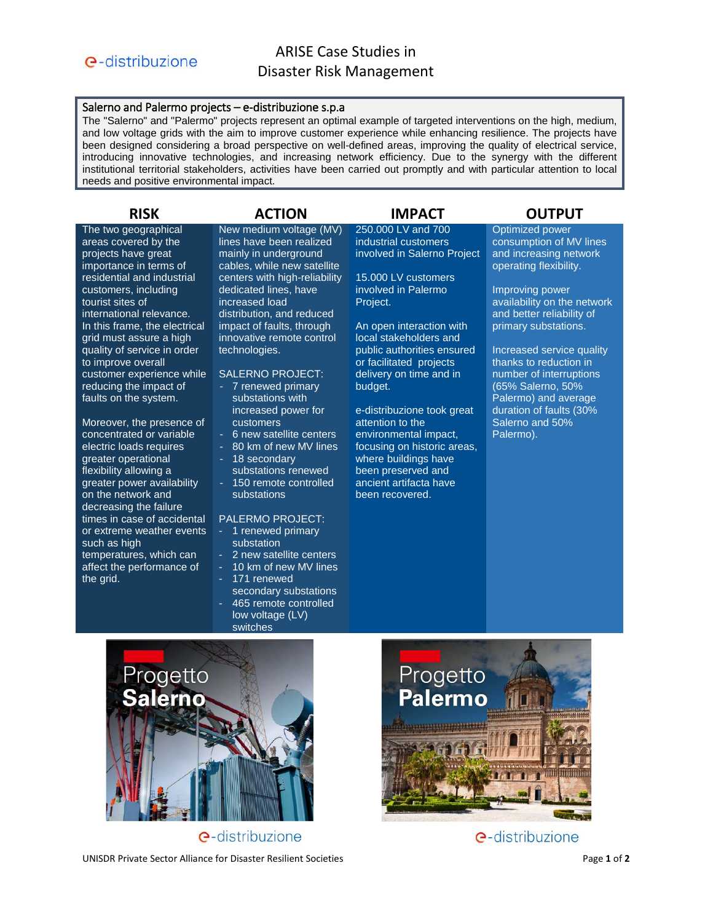# ARISE Case Studies in Disaster Risk Management

## Salerno and Palermo projects – e-distribuzione s.p.a

The "Salerno" and "Palermo" projects represent an optimal example of targeted interventions on the high, medium, and low voltage grids with the aim to improve customer experience while enhancing resilience. The projects have been designed considering a broad perspective on well-defined areas, improving the quality of electrical service, introducing innovative technologies, and increasing network efficiency. Due to the synergy with the different institutional territorial stakeholders, activities have been carried out promptly and with particular attention to local needs and positive environmental impact.

## RISK

The two geographical areas covered by the projects have great importance in terms of residential and industrial customers, including tourist sites of international relevance. In this frame, the electrical grid must assure a high quality of service in order to improve overall customer experience while reducing the impact of faults on the system.

Moreover, the presence of concentrated or variable electric loads requires greater operational flexibility allowing a greater power availability on the network and decreasing the failure times in case of accidental or extreme weather events such as high temperatures, which can affect the performance of the grid.

## ACTION

New medium voltage (MV) lines have been realized mainly in underground cables, while new satellite centers with high-reliability dedicated lines, have increased load distribution, and reduced impact of faults, through innovative remote control technologies.

SALERNO PROJECT:

- 7 renewed primary substations with increased power for customers
- 6 new satellite centers
- 80 km of new MV lines
- 18 secondary substations renewed
- 150 remote controlled substations

PALERMO PROJECT:

- 1 renewed primary substation
- 2 new satellite centers
- 10 km of new MV lines
- 171 renewed secondary substations
- 465 remote controlled low voltage (LV) switches

## IMPACT

250.000 LV and 700 industrial customers involved in Salerno Project

15.000 LV customers involved in Palermo Project.

An open interaction with local stakeholders and public authorities ensured or facilitated projects delivery on time and in budget.

e-distribuzione took great attention to the environmental impact, focusing on historic areas, where buildings have been preserved and ancient artifacta have been recovered.

## OUTPUT

Optimized power consumption of MV lines and increasing network operating flexibility.

Improving power availability on the network and better reliability of primary substations.

Increased service quality thanks to reduction in number of interruptions (65% Salerno, 50% Palermo) and average duration of faults (30% Salerno and 50% Palermo).

Progetto Salerno

Progetto Palermo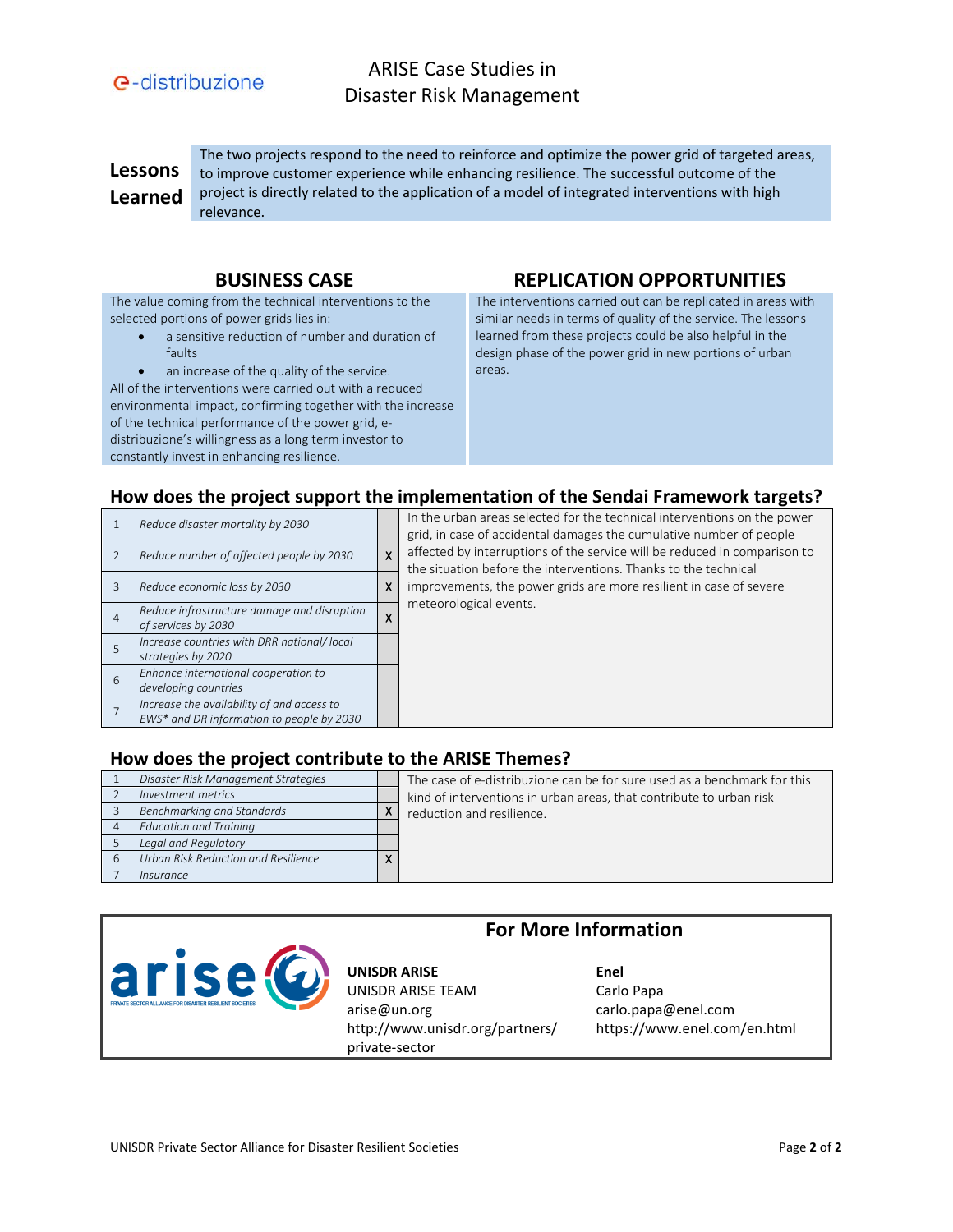**Lessons Learned**

The two projects respond to the need to reinforce and optimize the power grid of targeted areas, to improve customer experience while enhancing resilience. The successful outcome of the project is directly related to the application of a model of integrated interventions with high relevance.

## BUSINESS CASE

The value coming from the technical interventions to the selected portions of power grids lies in:

- a sensitive reduction of number and duration of faults
- an increase of the quality of the service.

All of the interventions were carried out with a reduced environmental impact, confirming together with the increase of the technical performance of the power grid, e-distribuzione's willingness as a long term investor to constantly invest in enhancing resilience.

## REPLICATION OPPORTUNITIES

The interventions carried out can be replicated in areas with similar needs in terms of quality of the service. The lessons learned from these projects could be also helpful in the design phase of the power grid in new portions of urban areas.

## How does the project support the implementation of the Sendai Framework targets?

| | | |
|---|---|---|
| 1 | *Reduce disaster mortality by 2030* | |
| 2 | *Reduce number of affected people by 2030* | X |
| 3 | *Reduce economic loss by 2030* | X |
| 4 | *Reduce infrastructure damage and disruption of services by 2030* | X |
| 5 | *Increase countries with DRR national/ local strategies by 2020* | |
| 6 | *Enhance international cooperation to developing countries* | |
| 7 | *Increase the availability of and access to EWS\* and DR information to people by 2030* | |

In the urban areas selected for the technical interventions on the power grid, in case of accidental damages the cumulative number of people affected by interruptions of the service will be reduced in comparison to the situation before the interventions. Thanks to the technical improvements, the power grids are more resilient in case of severe meteorological events.

## How does the project contribute to the ARISE Themes?

| | | |
|---|---|---|
| 1 | *Disaster Risk Management Strategies* | |
| 2 | *Investment metrics* | |
| 3 | *Benchmarking and Standards* | X |
| 4 | *Education and Training* | |
| 5 | *Legal and Regulatory* | |
| 6 | *Urban Risk Reduction and Resilience* | X |
| 7 | *Insurance* | |

The case of e-distribuzione can be for sure used as a benchmark for this kind of interventions in urban areas, that contribute to urban risk reduction and resilience.

## For More Information

**UNISDR ARISE**
UNISDR ARISE TEAM
arise@un.org
http://www.unisdr.org/partners/private-sector

**Enel**
Carlo Papa
carlo.papa@enel.com
https://www.enel.com/en.html